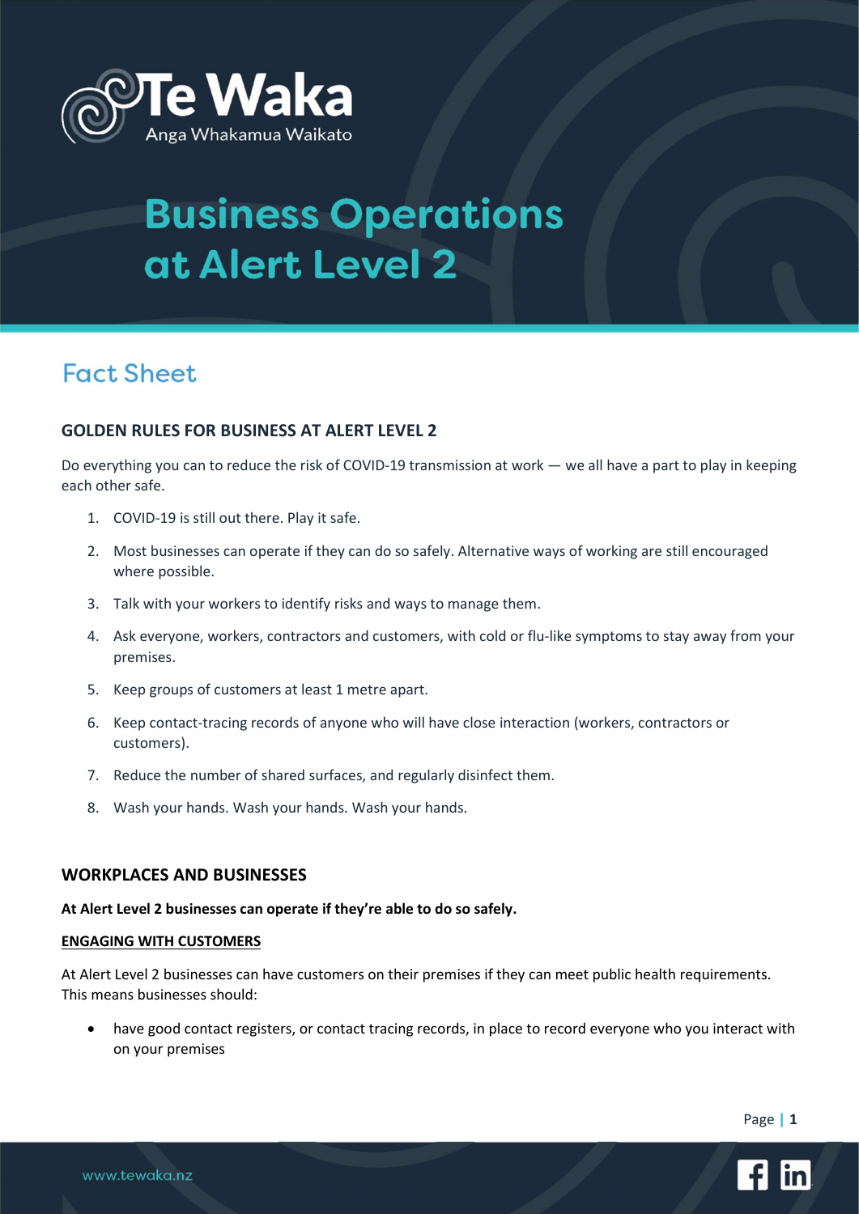Te Waka

Anga Whakamua Waikato

# Business Operations at Alert Level 2

## Fact Sheet

### GOLDEN RULES FOR BUSINESS AT ALERT LEVEL 2

Do everything you can to reduce the risk of COVID-19 transmission at work — we all have a part to play in keeping each other safe.

1. COVID-19 is still out there. Play it safe.
2. Most businesses can operate if they can do so safely. Alternative ways of working are still encouraged where possible.
3. Talk with your workers to identify risks and ways to manage them.
4. Ask everyone, workers, contractors and customers, with cold or flu-like symptoms to stay away from your premises.
5. Keep groups of customers at least 1 metre apart.
6. Keep contact-tracing records of anyone who will have close interaction (workers, contractors or customers).
7. Reduce the number of shared surfaces, and regularly disinfect them.
8. Wash your hands. Wash your hands. Wash your hands.

### WORKPLACES AND BUSINESSES

**At Alert Level 2 businesses can operate if they're able to do so safely.**

**ENGAGING WITH CUSTOMERS**

At Alert Level 2 businesses can have customers on their premises if they can meet public health requirements. This means businesses should:

- have good contact registers, or contact tracing records, in place to record everyone who you interact with on your premises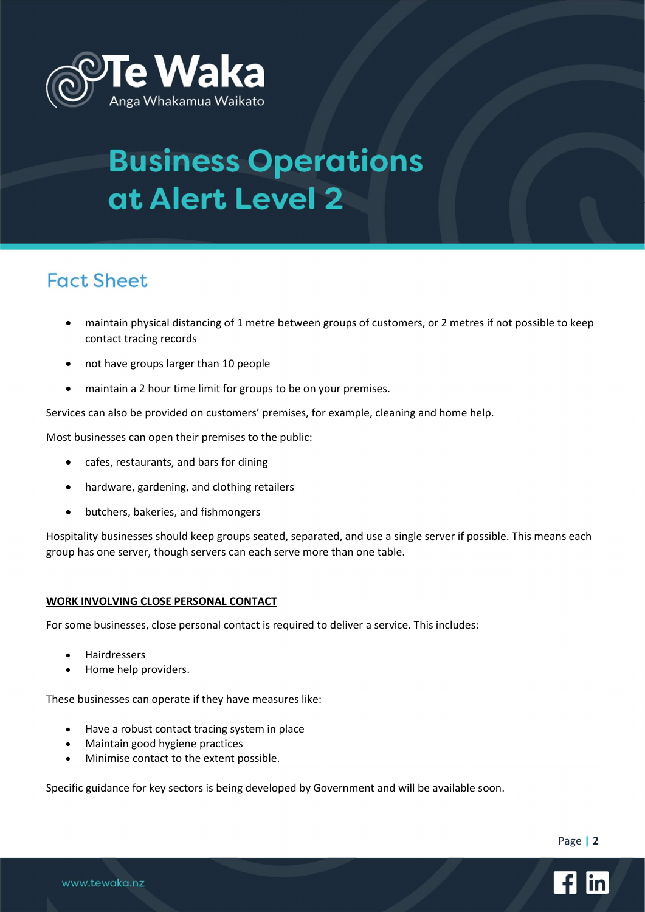# Business Operations at Alert Level 2

## Fact Sheet

- maintain physical distancing of 1 metre between groups of customers, or 2 metres if not possible to keep contact tracing records
- not have groups larger than 10 people
- maintain a 2 hour time limit for groups to be on your premises.

Services can also be provided on customers' premises, for example, cleaning and home help.

Most businesses can open their premises to the public:

- cafes, restaurants, and bars for dining
- hardware, gardening, and clothing retailers
- butchers, bakeries, and fishmongers

Hospitality businesses should keep groups seated, separated, and use a single server if possible. This means each group has one server, though servers can each serve more than one table.

**WORK INVOLVING CLOSE PERSONAL CONTACT**

For some businesses, close personal contact is required to deliver a service. This includes:

- Hairdressers
- Home help providers.

These businesses can operate if they have measures like:

- Have a robust contact tracing system in place
- Maintain good hygiene practices
- Minimise contact to the extent possible.

Specific guidance for key sectors is being developed by Government and will be available soon.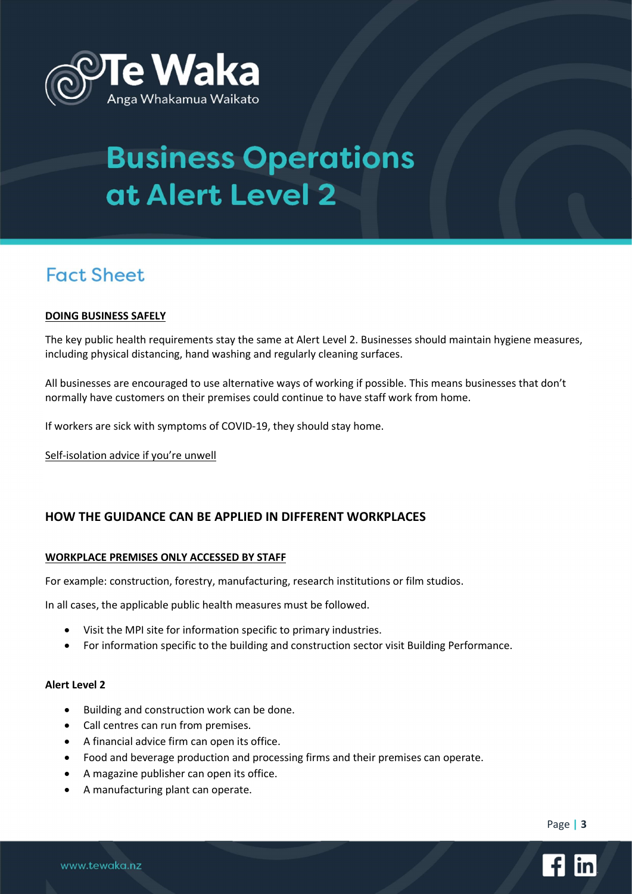# Business Operations at Alert Level 2

## Fact Sheet

**DOING BUSINESS SAFELY**

The key public health requirements stay the same at Alert Level 2. Businesses should maintain hygiene measures, including physical distancing, hand washing and regularly cleaning surfaces.

All businesses are encouraged to use alternative ways of working if possible. This means businesses that don't normally have customers on their premises could continue to have staff work from home.

If workers are sick with symptoms of COVID-19, they should stay home.

Self-isolation advice if you're unwell

### HOW THE GUIDANCE CAN BE APPLIED IN DIFFERENT WORKPLACES

**WORKPLACE PREMISES ONLY ACCESSED BY STAFF**

For example: construction, forestry, manufacturing, research institutions or film studios.

In all cases, the applicable public health measures must be followed.

- Visit the MPI site for information specific to primary industries.
- For information specific to the building and construction sector visit Building Performance.

**Alert Level 2**

- Building and construction work can be done.
- Call centres can run from premises.
- A financial advice firm can open its office.
- Food and beverage production and processing firms and their premises can operate.
- A magazine publisher can open its office.
- A manufacturing plant can operate.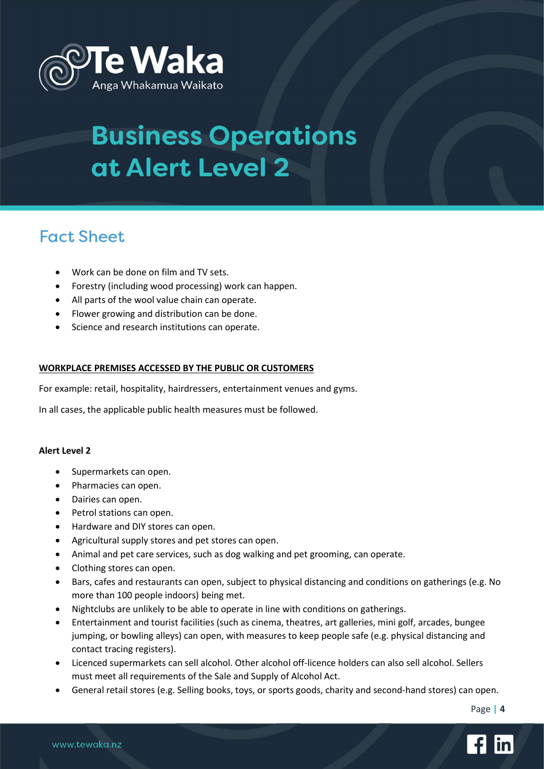# Business Operations at Alert Level 2

## Fact Sheet

- Work can be done on film and TV sets.
- Forestry (including wood processing) work can happen.
- All parts of the wool value chain can operate.
- Flower growing and distribution can be done.
- Science and research institutions can operate.

**WORKPLACE PREMISES ACCESSED BY THE PUBLIC OR CUSTOMERS**

For example: retail, hospitality, hairdressers, entertainment venues and gyms.

In all cases, the applicable public health measures must be followed.

**Alert Level 2**

- Supermarkets can open.
- Pharmacies can open.
- Dairies can open.
- Petrol stations can open.
- Hardware and DIY stores can open.
- Agricultural supply stores and pet stores can open.
- Animal and pet care services, such as dog walking and pet grooming, can operate.
- Clothing stores can open.
- Bars, cafes and restaurants can open, subject to physical distancing and conditions on gatherings (e.g. No more than 100 people indoors) being met.
- Nightclubs are unlikely to be able to operate in line with conditions on gatherings.
- Entertainment and tourist facilities (such as cinema, theatres, art galleries, mini golf, arcades, bungee jumping, or bowling alleys) can open, with measures to keep people safe (e.g. physical distancing and contact tracing registers).
- Licenced supermarkets can sell alcohol. Other alcohol off-licence holders can also sell alcohol. Sellers must meet all requirements of the Sale and Supply of Alcohol Act.
- General retail stores (e.g. Selling books, toys, or sports goods, charity and second-hand stores) can open.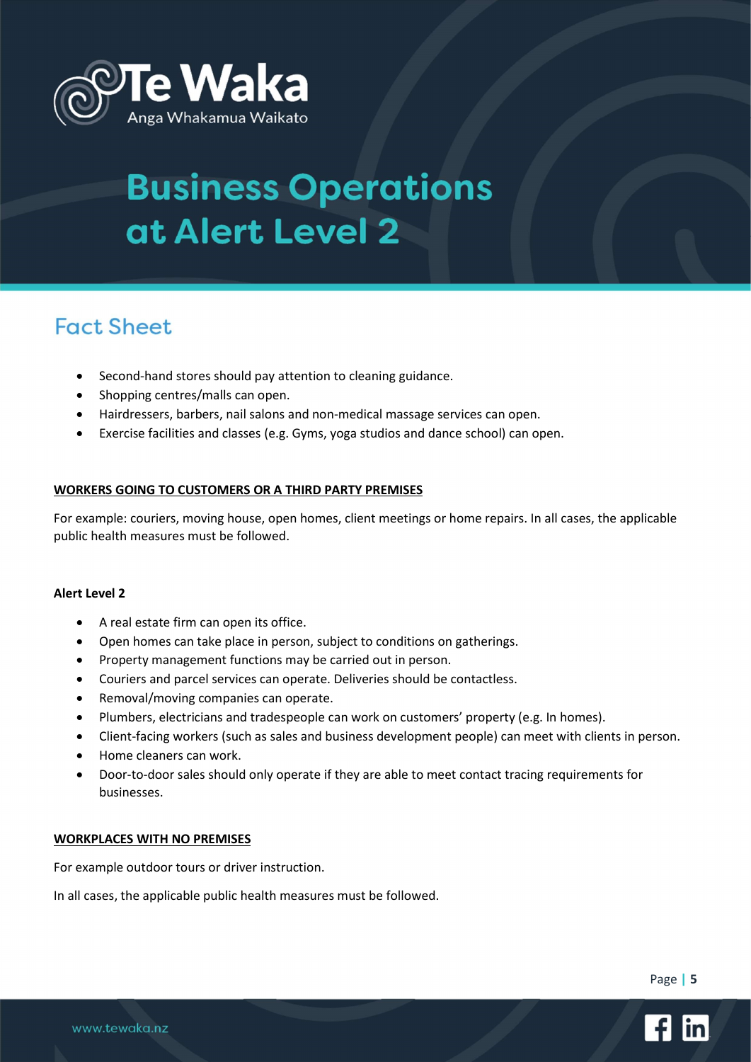# Business Operations at Alert Level 2

## Fact Sheet

- Second-hand stores should pay attention to cleaning guidance.
- Shopping centres/malls can open.
- Hairdressers, barbers, nail salons and non-medical massage services can open.
- Exercise facilities and classes (e.g. Gyms, yoga studios and dance school) can open.

### WORKERS GOING TO CUSTOMERS OR A THIRD PARTY PREMISES

For example: couriers, moving house, open homes, client meetings or home repairs. In all cases, the applicable public health measures must be followed.

**Alert Level 2**

- A real estate firm can open its office.
- Open homes can take place in person, subject to conditions on gatherings.
- Property management functions may be carried out in person.
- Couriers and parcel services can operate. Deliveries should be contactless.
- Removal/moving companies can operate.
- Plumbers, electricians and tradespeople can work on customers' property (e.g. In homes).
- Client-facing workers (such as sales and business development people) can meet with clients in person.
- Home cleaners can work.
- Door-to-door sales should only operate if they are able to meet contact tracing requirements for businesses.

### WORKPLACES WITH NO PREMISES

For example outdoor tours or driver instruction.

In all cases, the applicable public health measures must be followed.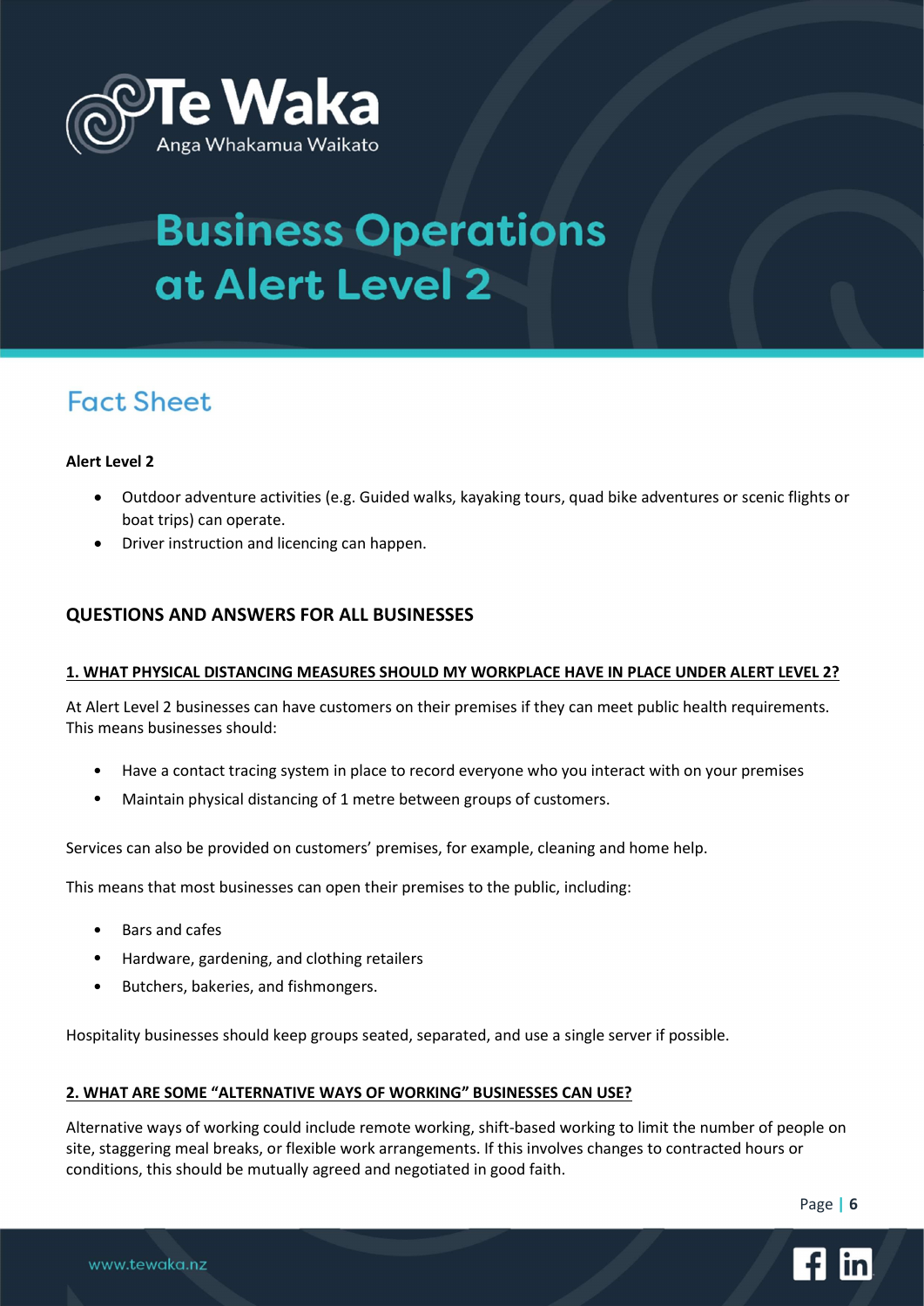# Business Operations at Alert Level 2

## Fact Sheet

**Alert Level 2**

- Outdoor adventure activities (e.g. Guided walks, kayaking tours, quad bike adventures or scenic flights or boat trips) can operate.
- Driver instruction and licencing can happen.

### QUESTIONS AND ANSWERS FOR ALL BUSINESSES

#### 1. WHAT PHYSICAL DISTANCING MEASURES SHOULD MY WORKPLACE HAVE IN PLACE UNDER ALERT LEVEL 2?

At Alert Level 2 businesses can have customers on their premises if they can meet public health requirements. This means businesses should:

- Have a contact tracing system in place to record everyone who you interact with on your premises
- Maintain physical distancing of 1 metre between groups of customers.

Services can also be provided on customers' premises, for example, cleaning and home help.

This means that most businesses can open their premises to the public, including:

- Bars and cafes
- Hardware, gardening, and clothing retailers
- Butchers, bakeries, and fishmongers.

Hospitality businesses should keep groups seated, separated, and use a single server if possible.

#### 2. WHAT ARE SOME "ALTERNATIVE WAYS OF WORKING" BUSINESSES CAN USE?

Alternative ways of working could include remote working, shift-based working to limit the number of people on site, staggering meal breaks, or flexible work arrangements. If this involves changes to contracted hours or conditions, this should be mutually agreed and negotiated in good faith.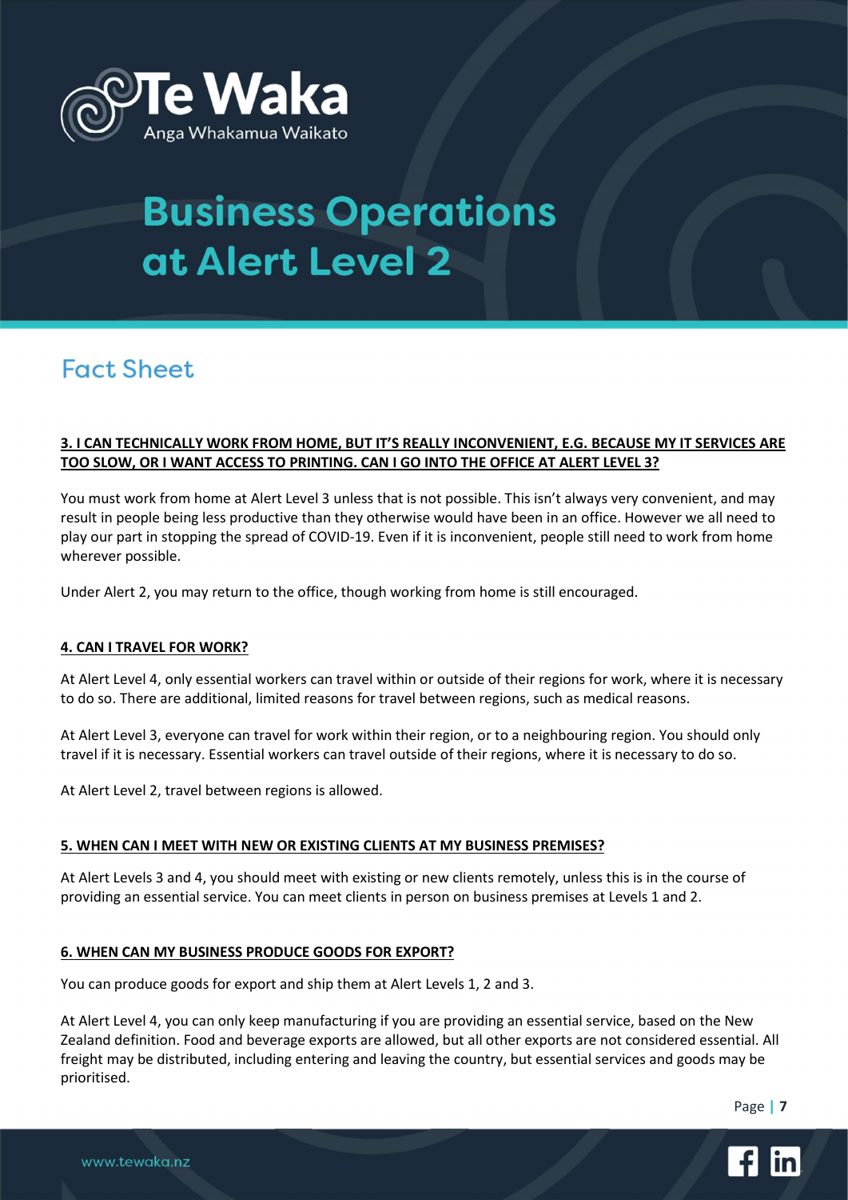# Business Operations at Alert Level 2

## Fact Sheet

**3. I CAN TECHNICALLY WORK FROM HOME, BUT IT'S REALLY INCONVENIENT, E.G. BECAUSE MY IT SERVICES ARE TOO SLOW, OR I WANT ACCESS TO PRINTING. CAN I GO INTO THE OFFICE AT ALERT LEVEL 3?**

You must work from home at Alert Level 3 unless that is not possible. This isn't always very convenient, and may result in people being less productive than they otherwise would have been in an office. However we all need to play our part in stopping the spread of COVID-19. Even if it is inconvenient, people still need to work from home wherever possible.

Under Alert 2, you may return to the office, though working from home is still encouraged.

**4. CAN I TRAVEL FOR WORK?**

At Alert Level 4, only essential workers can travel within or outside of their regions for work, where it is necessary to do so. There are additional, limited reasons for travel between regions, such as medical reasons.

At Alert Level 3, everyone can travel for work within their region, or to a neighbouring region. You should only travel if it is necessary. Essential workers can travel outside of their regions, where it is necessary to do so.

At Alert Level 2, travel between regions is allowed.

**5. WHEN CAN I MEET WITH NEW OR EXISTING CLIENTS AT MY BUSINESS PREMISES?**

At Alert Levels 3 and 4, you should meet with existing or new clients remotely, unless this is in the course of providing an essential service. You can meet clients in person on business premises at Levels 1 and 2.

**6. WHEN CAN MY BUSINESS PRODUCE GOODS FOR EXPORT?**

You can produce goods for export and ship them at Alert Levels 1, 2 and 3.

At Alert Level 4, you can only keep manufacturing if you are providing an essential service, based on the New Zealand definition. Food and beverage exports are allowed, but all other exports are not considered essential. All freight may be distributed, including entering and leaving the country, but essential services and goods may be prioritised.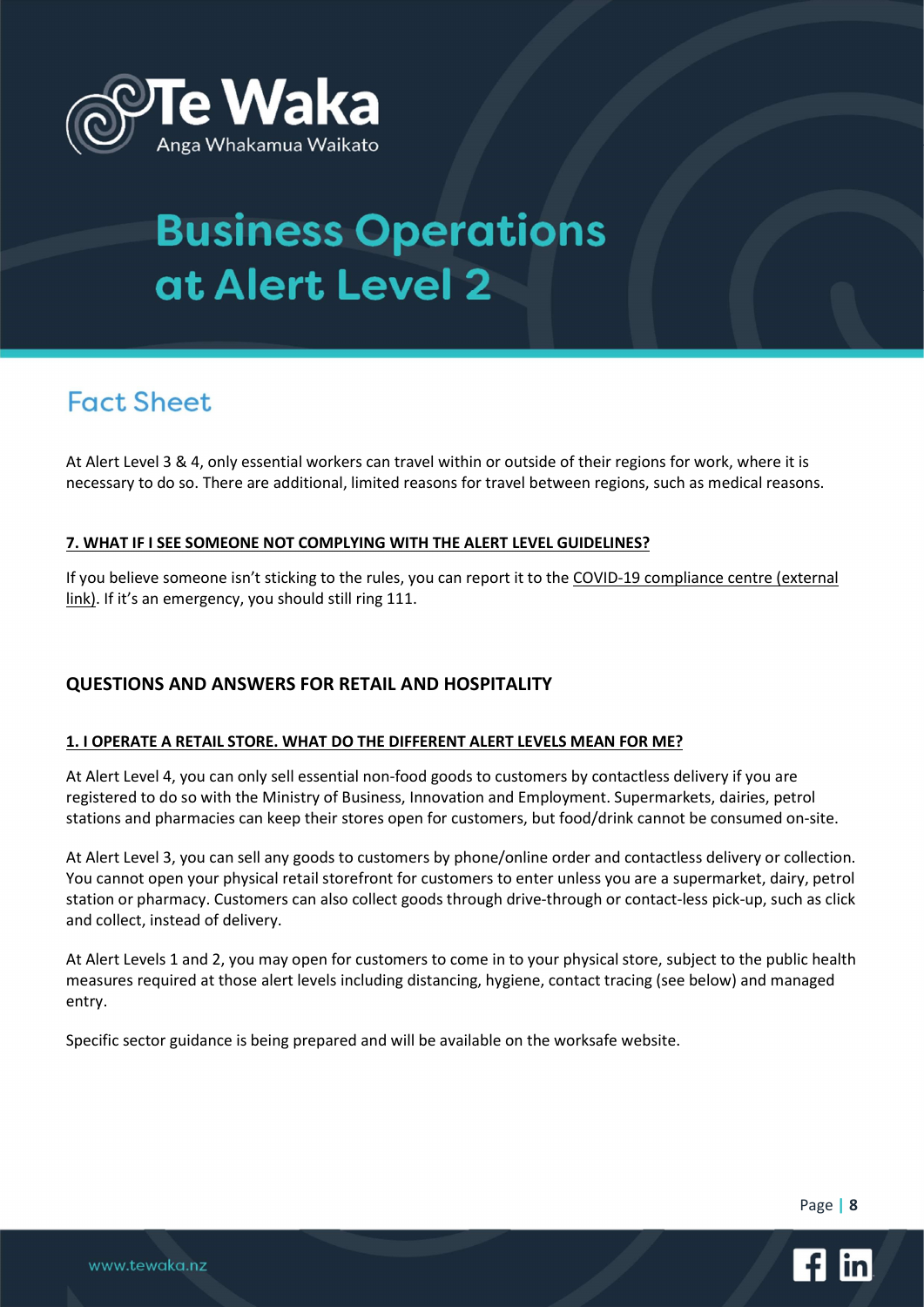# Business Operations at Alert Level 2

## Fact Sheet

At Alert Level 3 & 4, only essential workers can travel within or outside of their regions for work, where it is necessary to do so. There are additional, limited reasons for travel between regions, such as medical reasons.

### 7. WHAT IF I SEE SOMEONE NOT COMPLYING WITH THE ALERT LEVEL GUIDELINES?

If you believe someone isn't sticking to the rules, you can report it to the COVID-19 compliance centre (external link). If it's an emergency, you should still ring 111.

## QUESTIONS AND ANSWERS FOR RETAIL AND HOSPITALITY

### 1. I OPERATE A RETAIL STORE. WHAT DO THE DIFFERENT ALERT LEVELS MEAN FOR ME?

At Alert Level 4, you can only sell essential non-food goods to customers by contactless delivery if you are registered to do so with the Ministry of Business, Innovation and Employment. Supermarkets, dairies, petrol stations and pharmacies can keep their stores open for customers, but food/drink cannot be consumed on-site.

At Alert Level 3, you can sell any goods to customers by phone/online order and contactless delivery or collection. You cannot open your physical retail storefront for customers to enter unless you are a supermarket, dairy, petrol station or pharmacy. Customers can also collect goods through drive-through or contact-less pick-up, such as click and collect, instead of delivery.

At Alert Levels 1 and 2, you may open for customers to come in to your physical store, subject to the public health measures required at those alert levels including distancing, hygiene, contact tracing (see below) and managed entry.

Specific sector guidance is being prepared and will be available on the worksafe website.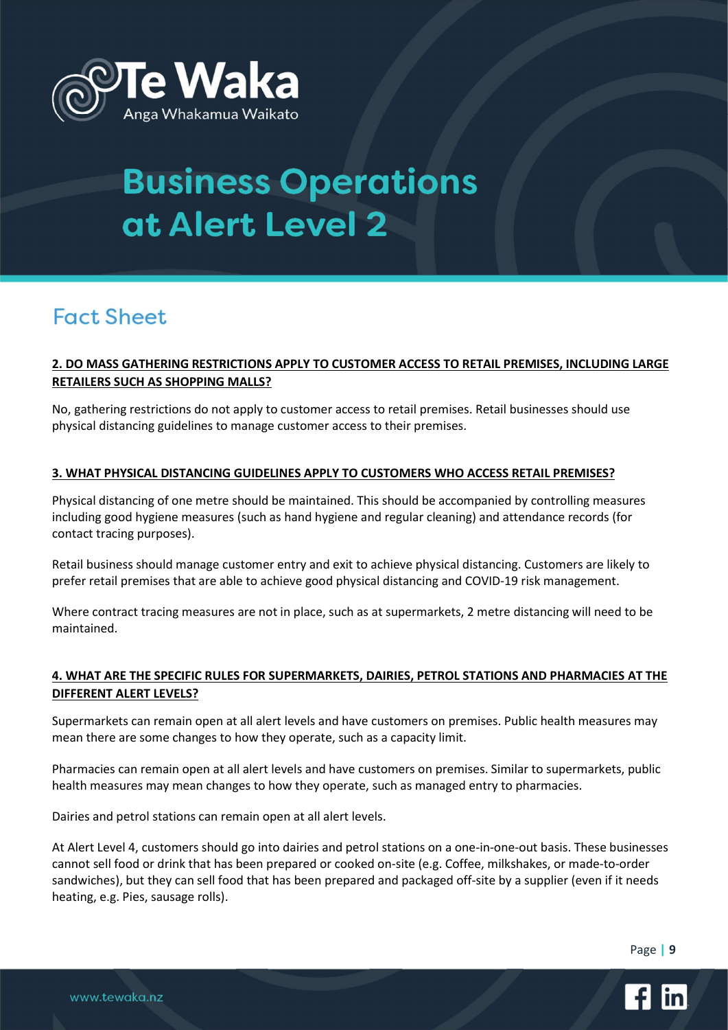# Business Operations at Alert Level 2

## Fact Sheet

**2. DO MASS GATHERING RESTRICTIONS APPLY TO CUSTOMER ACCESS TO RETAIL PREMISES, INCLUDING LARGE RETAILERS SUCH AS SHOPPING MALLS?**

No, gathering restrictions do not apply to customer access to retail premises. Retail businesses should use physical distancing guidelines to manage customer access to their premises.

**3. WHAT PHYSICAL DISTANCING GUIDELINES APPLY TO CUSTOMERS WHO ACCESS RETAIL PREMISES?**

Physical distancing of one metre should be maintained. This should be accompanied by controlling measures including good hygiene measures (such as hand hygiene and regular cleaning) and attendance records (for contact tracing purposes).

Retail business should manage customer entry and exit to achieve physical distancing. Customers are likely to prefer retail premises that are able to achieve good physical distancing and COVID-19 risk management.

Where contract tracing measures are not in place, such as at supermarkets, 2 metre distancing will need to be maintained.

**4. WHAT ARE THE SPECIFIC RULES FOR SUPERMARKETS, DAIRIES, PETROL STATIONS AND PHARMACIES AT THE DIFFERENT ALERT LEVELS?**

Supermarkets can remain open at all alert levels and have customers on premises. Public health measures may mean there are some changes to how they operate, such as a capacity limit.

Pharmacies can remain open at all alert levels and have customers on premises. Similar to supermarkets, public health measures may mean changes to how they operate, such as managed entry to pharmacies.

Dairies and petrol stations can remain open at all alert levels.

At Alert Level 4, customers should go into dairies and petrol stations on a one-in-one-out basis. These businesses cannot sell food or drink that has been prepared or cooked on-site (e.g. Coffee, milkshakes, or made-to-order sandwiches), but they can sell food that has been prepared and packaged off-site by a supplier (even if it needs heating, e.g. Pies, sausage rolls).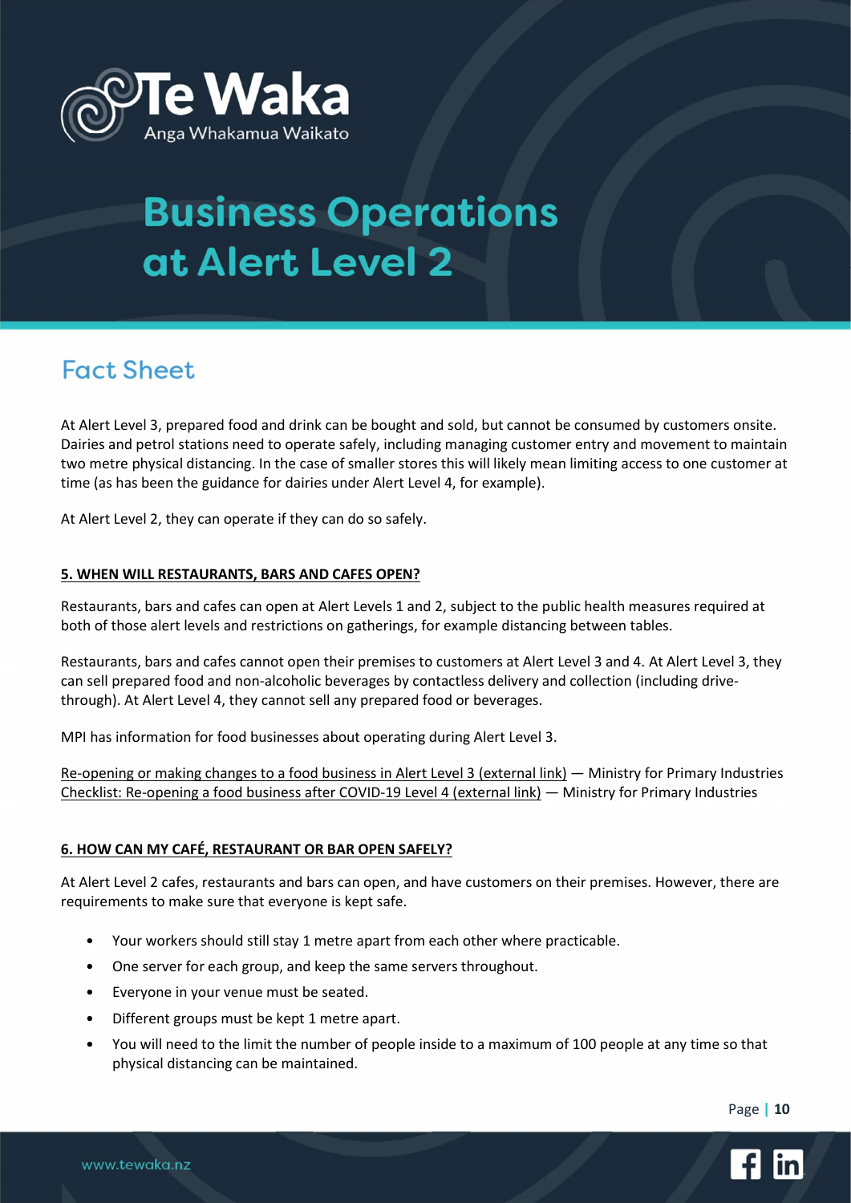# Business Operations at Alert Level 2

## Fact Sheet

At Alert Level 3, prepared food and drink can be bought and sold, but cannot be consumed by customers onsite. Dairies and petrol stations need to operate safely, including managing customer entry and movement to maintain two metre physical distancing. In the case of smaller stores this will likely mean limiting access to one customer at time (as has been the guidance for dairies under Alert Level 4, for example).

At Alert Level 2, they can operate if they can do so safely.

### 5. WHEN WILL RESTAURANTS, BARS AND CAFES OPEN?

Restaurants, bars and cafes can open at Alert Levels 1 and 2, subject to the public health measures required at both of those alert levels and restrictions on gatherings, for example distancing between tables.

Restaurants, bars and cafes cannot open their premises to customers at Alert Level 3 and 4. At Alert Level 3, they can sell prepared food and non-alcoholic beverages by contactless delivery and collection (including drive-through). At Alert Level 4, they cannot sell any prepared food or beverages.

MPI has information for food businesses about operating during Alert Level 3.

Re-opening or making changes to a food business in Alert Level 3 (external link) — Ministry for Primary Industries
Checklist: Re-opening a food business after COVID-19 Level 4 (external link) — Ministry for Primary Industries

### 6. HOW CAN MY CAFÉ, RESTAURANT OR BAR OPEN SAFELY?

At Alert Level 2 cafes, restaurants and bars can open, and have customers on their premises. However, there are requirements to make sure that everyone is kept safe.

- Your workers should still stay 1 metre apart from each other where practicable.
- One server for each group, and keep the same servers throughout.
- Everyone in your venue must be seated.
- Different groups must be kept 1 metre apart.
- You will need to the limit the number of people inside to a maximum of 100 people at any time so that physical distancing can be maintained.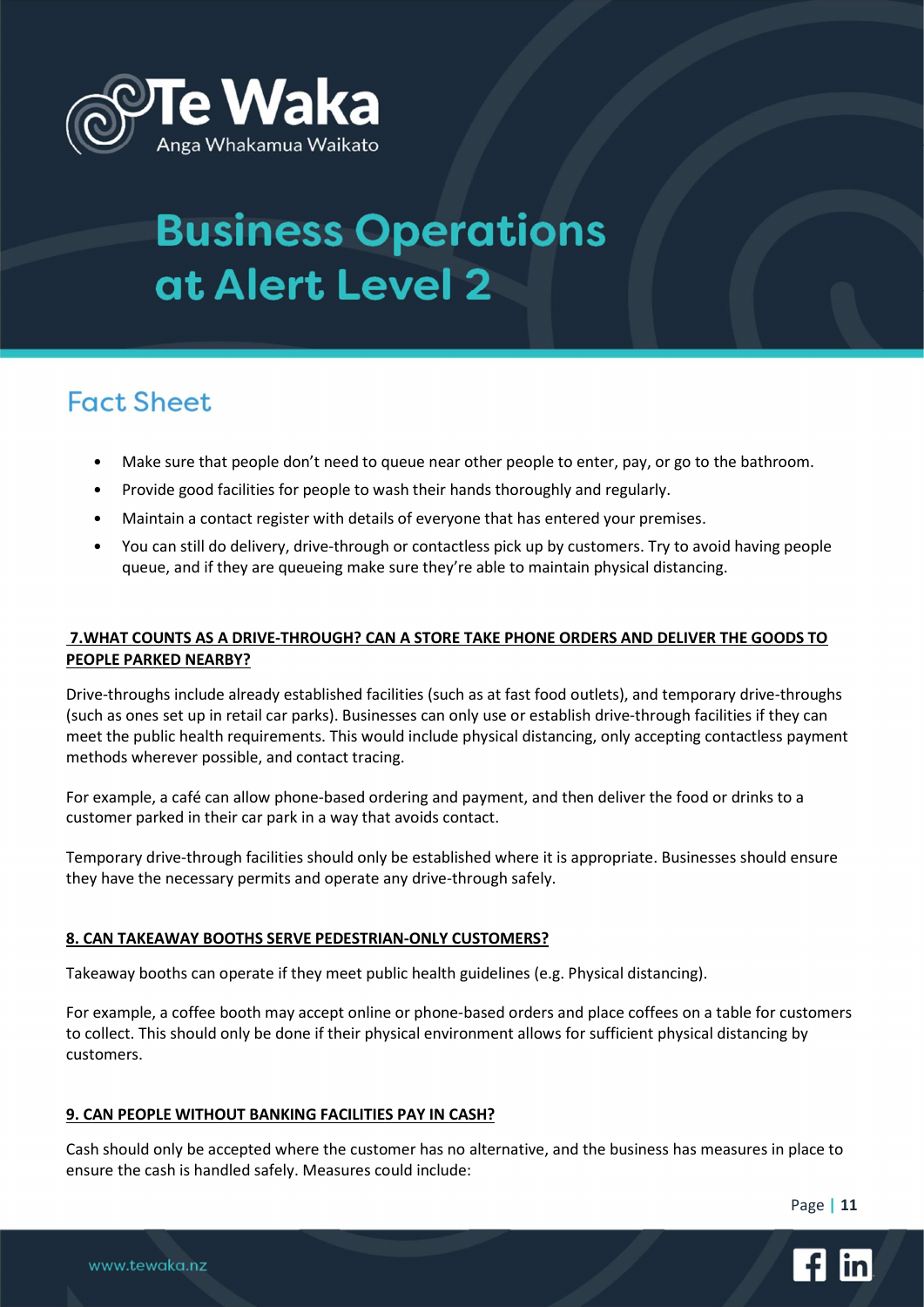- Make sure that people don't need to queue near other people to enter, pay, or go to the bathroom.
- Provide good facilities for people to wash their hands thoroughly and regularly.
- Maintain a contact register with details of everyone that has entered your premises.
- You can still do delivery, drive-through or contactless pick up by customers. Try to avoid having people queue, and if they are queueing make sure they're able to maintain physical distancing.

### 7.WHAT COUNTS AS A DRIVE-THROUGH? CAN A STORE TAKE PHONE ORDERS AND DELIVER THE GOODS TO PEOPLE PARKED NEARBY?

Drive-throughs include already established facilities (such as at fast food outlets), and temporary drive-throughs (such as ones set up in retail car parks). Businesses can only use or establish drive-through facilities if they can meet the public health requirements. This would include physical distancing, only accepting contactless payment methods wherever possible, and contact tracing.

For example, a café can allow phone-based ordering and payment, and then deliver the food or drinks to a customer parked in their car park in a way that avoids contact.

Temporary drive-through facilities should only be established where it is appropriate. Businesses should ensure they have the necessary permits and operate any drive-through safely.

### 8. CAN TAKEAWAY BOOTHS SERVE PEDESTRIAN-ONLY CUSTOMERS?

Takeaway booths can operate if they meet public health guidelines (e.g. Physical distancing).

For example, a coffee booth may accept online or phone-based orders and place coffees on a table for customers to collect. This should only be done if their physical environment allows for sufficient physical distancing by customers.

### 9. CAN PEOPLE WITHOUT BANKING FACILITIES PAY IN CASH?

Cash should only be accepted where the customer has no alternative, and the business has measures in place to ensure the cash is handled safely. Measures could include: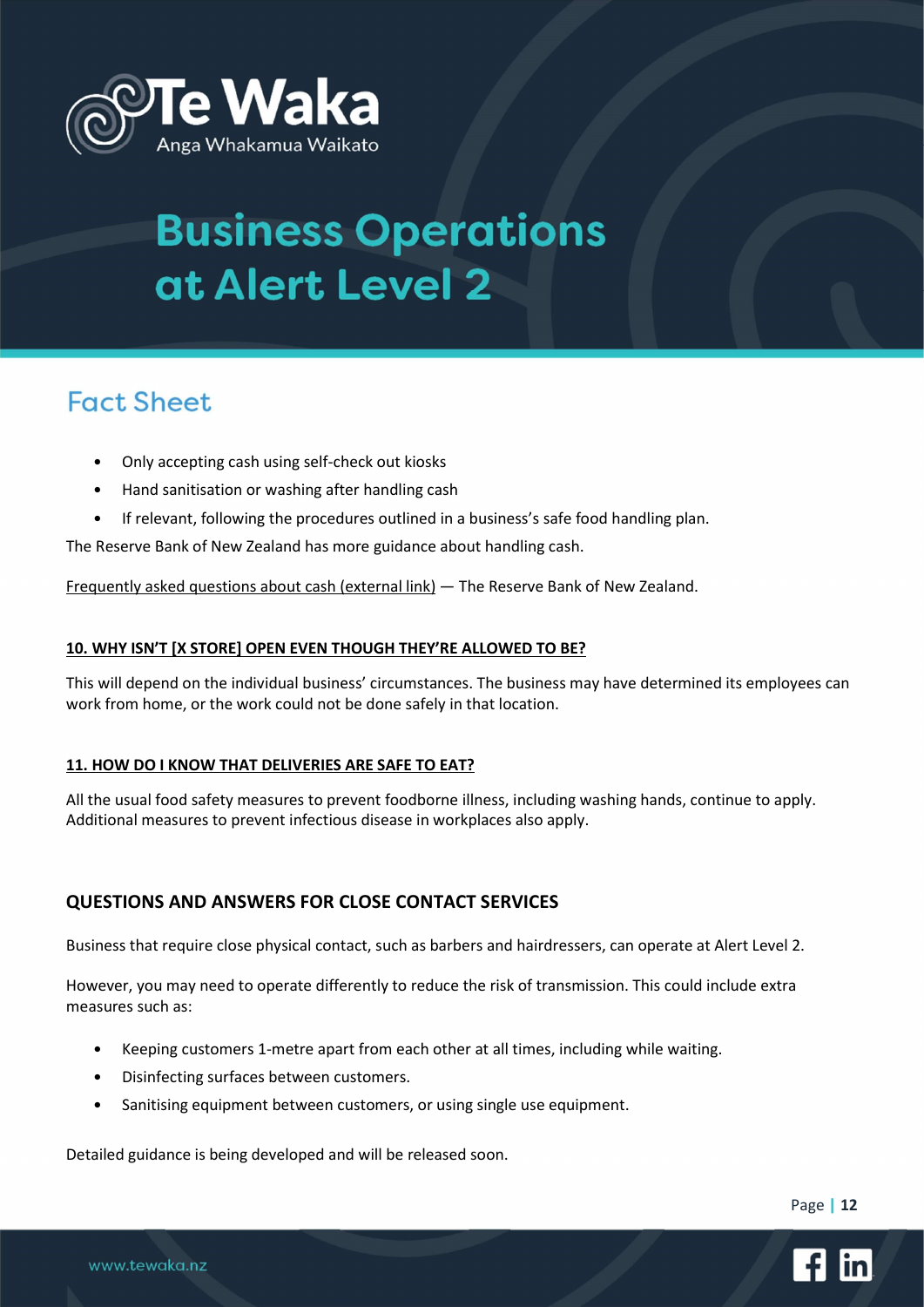- Only accepting cash using self-check out kiosks
- Hand sanitisation or washing after handling cash
- If relevant, following the procedures outlined in a business's safe food handling plan.

The Reserve Bank of New Zealand has more guidance about handling cash.

Frequently asked questions about cash (external link) — The Reserve Bank of New Zealand.

**10. WHY ISN'T [X STORE] OPEN EVEN THOUGH THEY'RE ALLOWED TO BE?**

This will depend on the individual business' circumstances. The business may have determined its employees can work from home, or the work could not be done safely in that location.

**11. HOW DO I KNOW THAT DELIVERIES ARE SAFE TO EAT?**

All the usual food safety measures to prevent foodborne illness, including washing hands, continue to apply. Additional measures to prevent infectious disease in workplaces also apply.

## QUESTIONS AND ANSWERS FOR CLOSE CONTACT SERVICES

Business that require close physical contact, such as barbers and hairdressers, can operate at Alert Level 2.

However, you may need to operate differently to reduce the risk of transmission. This could include extra measures such as:

- Keeping customers 1-metre apart from each other at all times, including while waiting.
- Disinfecting surfaces between customers.
- Sanitising equipment between customers, or using single use equipment.

Detailed guidance is being developed and will be released soon.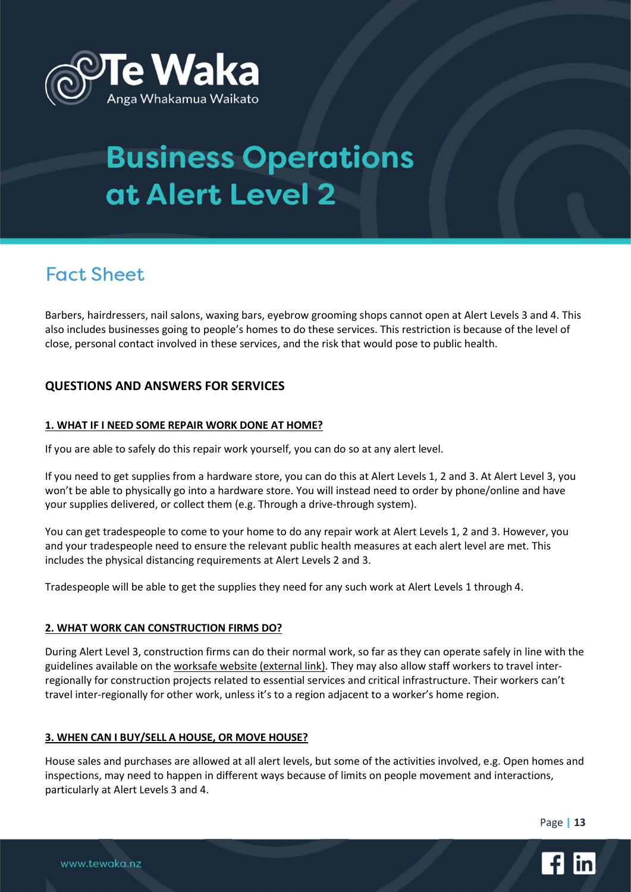Te Waka
Anga Whakamua Waikato

# Business Operations at Alert Level 2

## Fact Sheet

Barbers, hairdressers, nail salons, waxing bars, eyebrow grooming shops cannot open at Alert Levels 3 and 4. This also includes businesses going to people's homes to do these services. This restriction is because of the level of close, personal contact involved in these services, and the risk that would pose to public health.

### QUESTIONS AND ANSWERS FOR SERVICES

#### 1. WHAT IF I NEED SOME REPAIR WORK DONE AT HOME?

If you are able to safely do this repair work yourself, you can do so at any alert level.

If you need to get supplies from a hardware store, you can do this at Alert Levels 1, 2 and 3. At Alert Level 3, you won't be able to physically go into a hardware store. You will instead need to order by phone/online and have your supplies delivered, or collect them (e.g. Through a drive-through system).

You can get tradespeople to come to your home to do any repair work at Alert Levels 1, 2 and 3. However, you and your tradespeople need to ensure the relevant public health measures at each alert level are met. This includes the physical distancing requirements at Alert Levels 2 and 3.

Tradespeople will be able to get the supplies they need for any such work at Alert Levels 1 through 4.

#### 2. WHAT WORK CAN CONSTRUCTION FIRMS DO?

During Alert Level 3, construction firms can do their normal work, so far as they can operate safely in line with the guidelines available on the worksafe website (external link). They may also allow staff workers to travel inter-regionally for construction projects related to essential services and critical infrastructure. Their workers can't travel inter-regionally for other work, unless it's to a region adjacent to a worker's home region.

#### 3. WHEN CAN I BUY/SELL A HOUSE, OR MOVE HOUSE?

House sales and purchases are allowed at all alert levels, but some of the activities involved, e.g. Open homes and inspections, may need to happen in different ways because of limits on people movement and interactions, particularly at Alert Levels 3 and 4.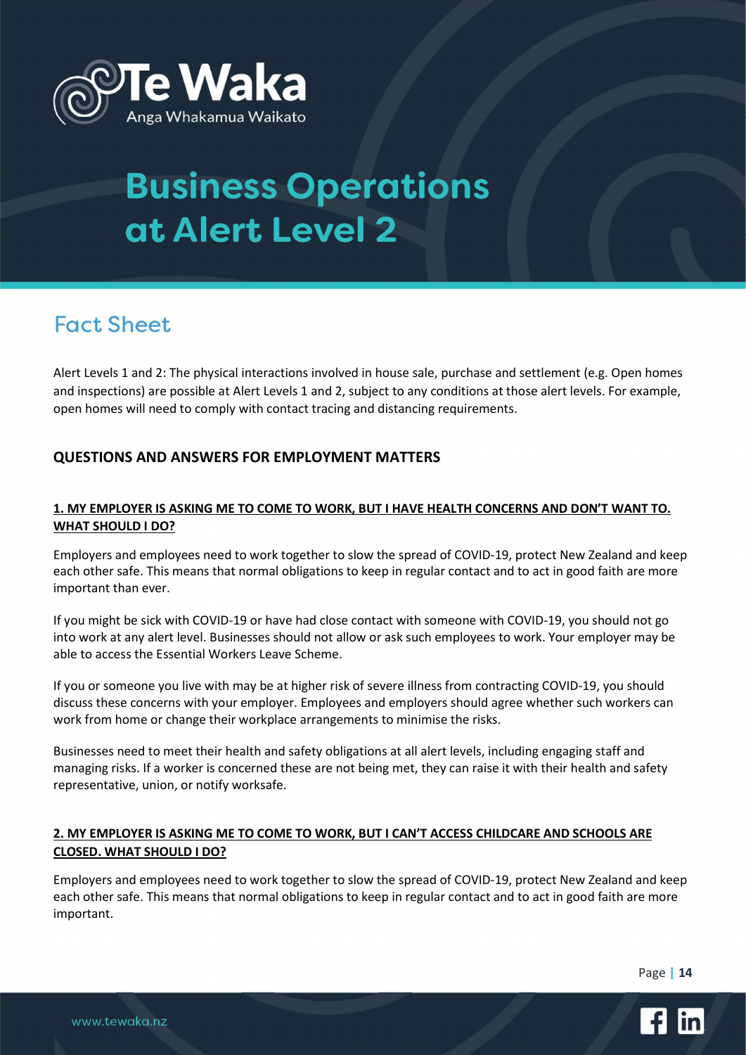# Business Operations at Alert Level 2

## Fact Sheet

Alert Levels 1 and 2: The physical interactions involved in house sale, purchase and settlement (e.g. Open homes and inspections) are possible at Alert Levels 1 and 2, subject to any conditions at those alert levels. For example, open homes will need to comply with contact tracing and distancing requirements.

### QUESTIONS AND ANSWERS FOR EMPLOYMENT MATTERS

#### 1. MY EMPLOYER IS ASKING ME TO COME TO WORK, BUT I HAVE HEALTH CONCERNS AND DON'T WANT TO. WHAT SHOULD I DO?

Employers and employees need to work together to slow the spread of COVID-19, protect New Zealand and keep each other safe. This means that normal obligations to keep in regular contact and to act in good faith are more important than ever.

If you might be sick with COVID-19 or have had close contact with someone with COVID-19, you should not go into work at any alert level. Businesses should not allow or ask such employees to work. Your employer may be able to access the Essential Workers Leave Scheme.

If you or someone you live with may be at higher risk of severe illness from contracting COVID-19, you should discuss these concerns with your employer. Employees and employers should agree whether such workers can work from home or change their workplace arrangements to minimise the risks.

Businesses need to meet their health and safety obligations at all alert levels, including engaging staff and managing risks. If a worker is concerned these are not being met, they can raise it with their health and safety representative, union, or notify worksafe.

#### 2. MY EMPLOYER IS ASKING ME TO COME TO WORK, BUT I CAN'T ACCESS CHILDCARE AND SCHOOLS ARE CLOSED. WHAT SHOULD I DO?

Employers and employees need to work together to slow the spread of COVID-19, protect New Zealand and keep each other safe. This means that normal obligations to keep in regular contact and to act in good faith are more important.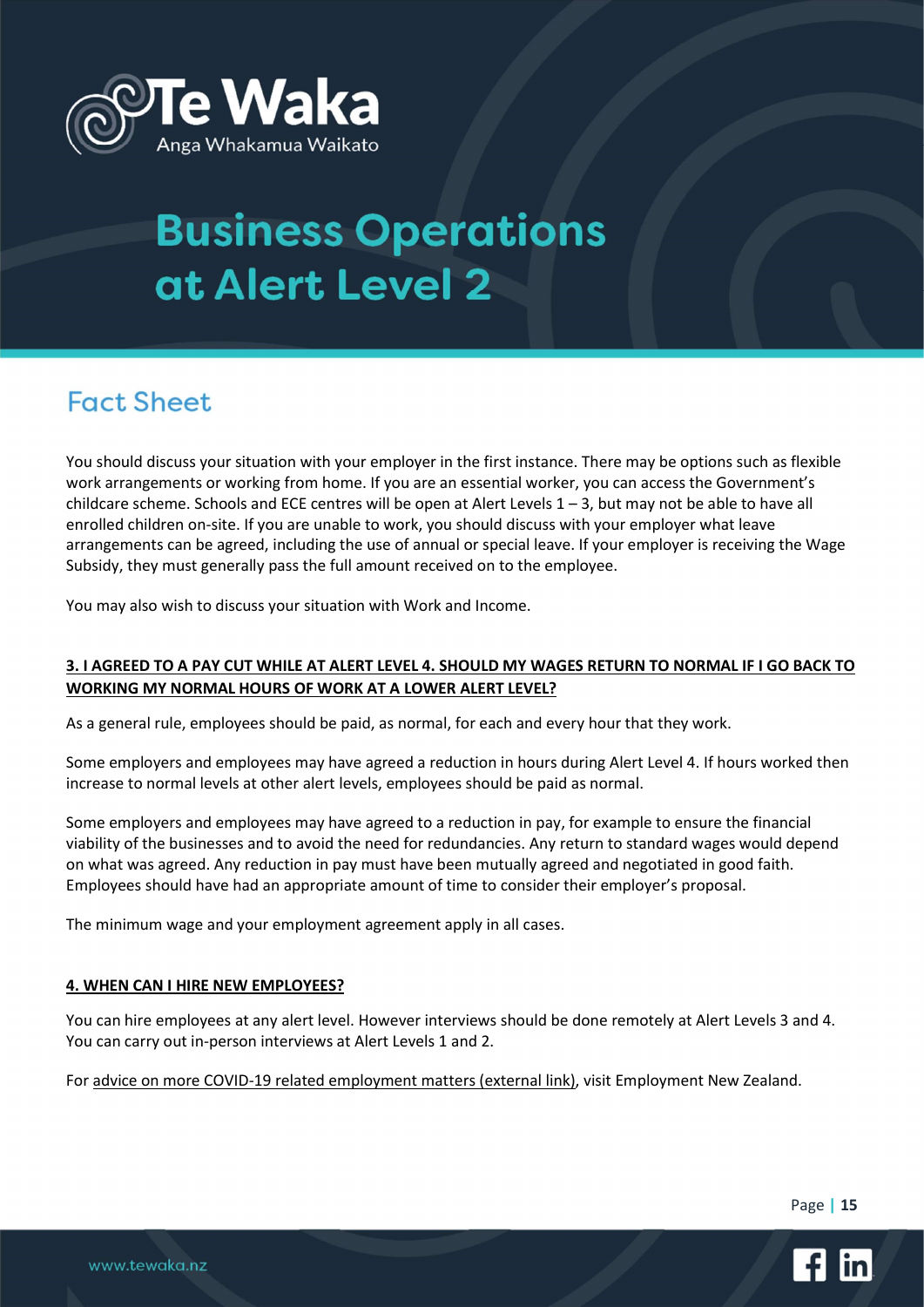# Business Operations at Alert Level 2

## Fact Sheet

You should discuss your situation with your employer in the first instance. There may be options such as flexible work arrangements or working from home. If you are an essential worker, you can access the Government's childcare scheme. Schools and ECE centres will be open at Alert Levels 1 – 3, but may not be able to have all enrolled children on-site. If you are unable to work, you should discuss with your employer what leave arrangements can be agreed, including the use of annual or special leave. If your employer is receiving the Wage Subsidy, they must generally pass the full amount received on to the employee.

You may also wish to discuss your situation with Work and Income.

### 3. I AGREED TO A PAY CUT WHILE AT ALERT LEVEL 4. SHOULD MY WAGES RETURN TO NORMAL IF I GO BACK TO WORKING MY NORMAL HOURS OF WORK AT A LOWER ALERT LEVEL?

As a general rule, employees should be paid, as normal, for each and every hour that they work.

Some employers and employees may have agreed a reduction in hours during Alert Level 4. If hours worked then increase to normal levels at other alert levels, employees should be paid as normal.

Some employers and employees may have agreed to a reduction in pay, for example to ensure the financial viability of the businesses and to avoid the need for redundancies. Any return to standard wages would depend on what was agreed. Any reduction in pay must have been mutually agreed and negotiated in good faith. Employees should have had an appropriate amount of time to consider their employer's proposal.

The minimum wage and your employment agreement apply in all cases.

### 4. WHEN CAN I HIRE NEW EMPLOYEES?

You can hire employees at any alert level. However interviews should be done remotely at Alert Levels 3 and 4. You can carry out in-person interviews at Alert Levels 1 and 2.

For advice on more COVID-19 related employment matters (external link), visit Employment New Zealand.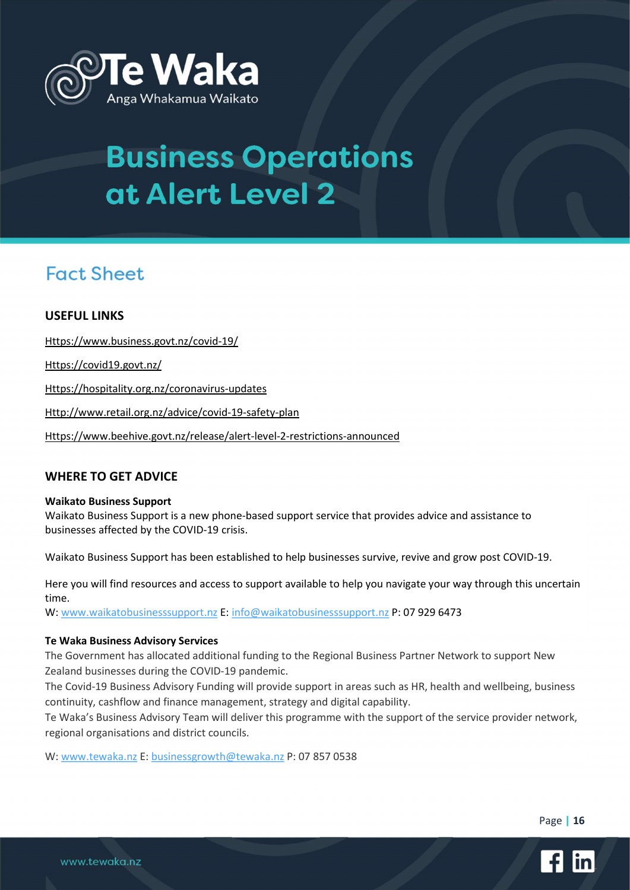Te Waka
Anga Whakamua Waikato

# Business Operations at Alert Level 2

## Fact Sheet

### USEFUL LINKS

Https://www.business.govt.nz/covid-19/

Https://covid19.govt.nz/

Https://hospitality.org.nz/coronavirus-updates

Http://www.retail.org.nz/advice/covid-19-safety-plan

Https://www.beehive.govt.nz/release/alert-level-2-restrictions-announced

### WHERE TO GET ADVICE

**Waikato Business Support**
Waikato Business Support is a new phone-based support service that provides advice and assistance to businesses affected by the COVID-19 crisis.

Waikato Business Support has been established to help businesses survive, revive and grow post COVID-19.

Here you will find resources and access to support available to help you navigate your way through this uncertain time.
W: www.waikatobusinesssupport.nz E: info@waikatobusinesssupport.nz P: 07 929 6473

**Te Waka Business Advisory Services**
The Government has allocated additional funding to the Regional Business Partner Network to support New Zealand businesses during the COVID-19 pandemic.
The Covid-19 Business Advisory Funding will provide support in areas such as HR, health and wellbeing, business continuity, cashflow and finance management, strategy and digital capability.
Te Waka's Business Advisory Team will deliver this programme with the support of the service provider network, regional organisations and district councils.

W: www.tewaka.nz E: businessgrowth@tewaka.nz P: 07 857 0538